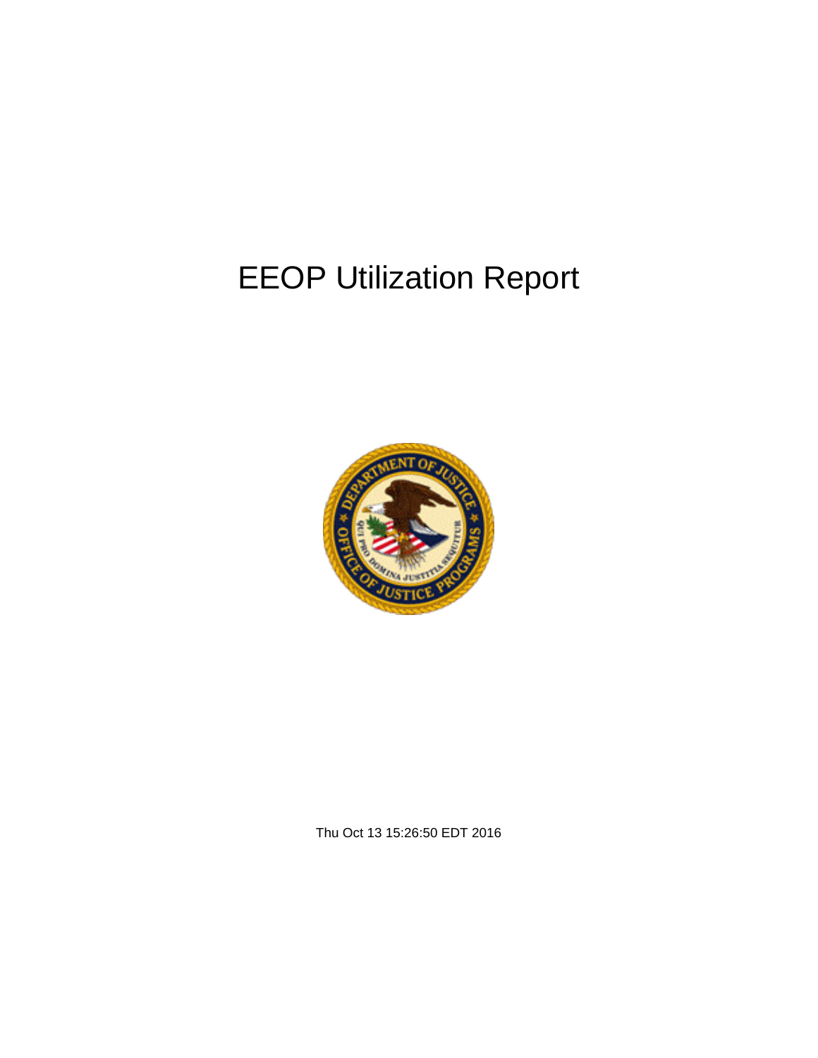# EEOP Utilization Report

Thu Oct 13 15:26:50 EDT 2016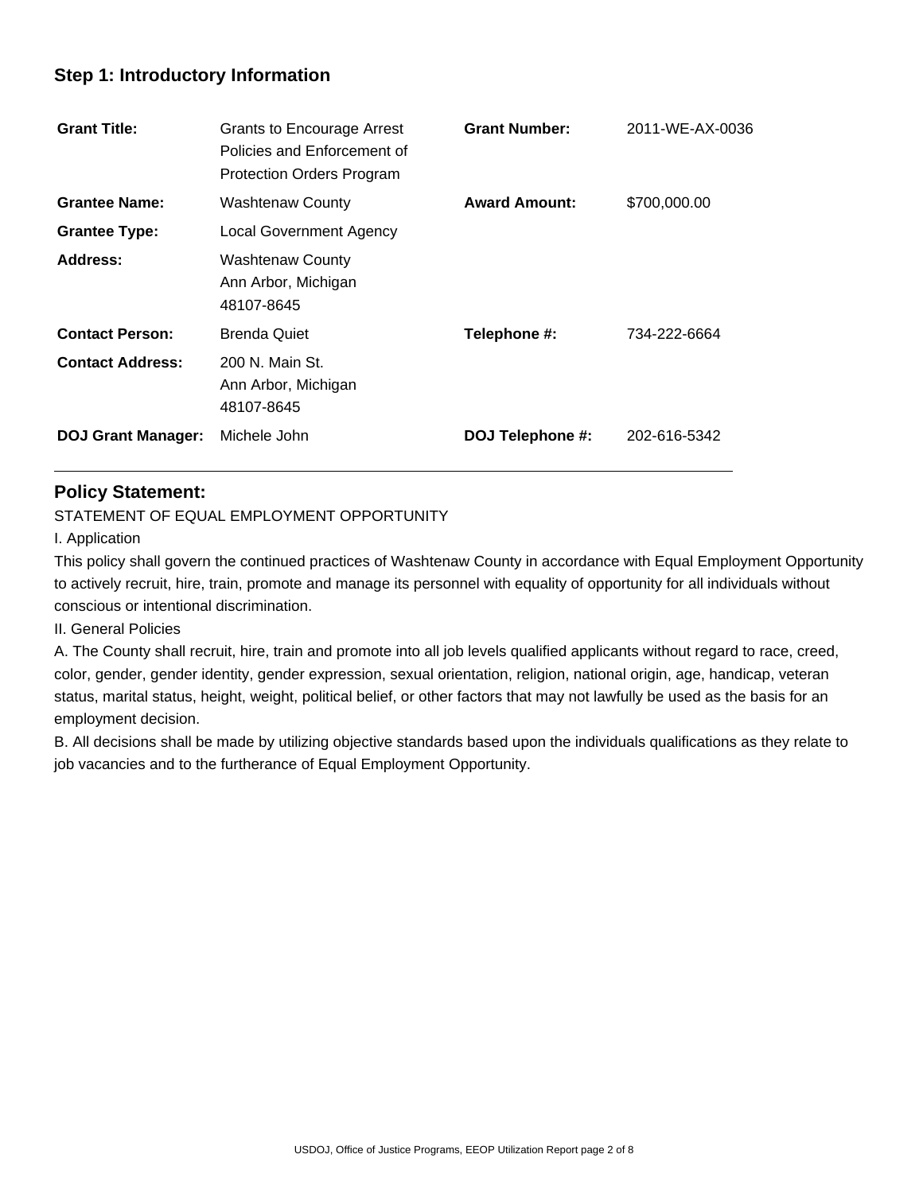## Step 1: Introductory Information

| | | | |
|---|---|---|---|
| **Grant Title:** | Grants to Encourage Arrest Policies and Enforcement of Protection Orders Program | **Grant Number:** | 2011-WE-AX-0036 |
| **Grantee Name:** | Washtenaw County | **Award Amount:** | $700,000.00 |
| **Grantee Type:** | Local Government Agency | | |
| **Address:** | Washtenaw County<br>Ann Arbor, Michigan<br>48107-8645 | | |
| **Contact Person:** | Brenda Quiet | **Telephone #:** | 734-222-6664 |
| **Contact Address:** | 200 N. Main St.<br>Ann Arbor, Michigan<br>48107-8645 | | |
| **DOJ Grant Manager:** | Michele John | **DOJ Telephone #:** | 202-616-5342 |

## Policy Statement:

STATEMENT OF EQUAL EMPLOYMENT OPPORTUNITY

I. Application

This policy shall govern the continued practices of Washtenaw County in accordance with Equal Employment Opportunity to actively recruit, hire, train, promote and manage its personnel with equality of opportunity for all individuals without conscious or intentional discrimination.

II. General Policies

A. The County shall recruit, hire, train and promote into all job levels qualified applicants without regard to race, creed, color, gender, gender identity, gender expression, sexual orientation, religion, national origin, age, handicap, veteran status, marital status, height, weight, political belief, or other factors that may not lawfully be used as the basis for an employment decision.

B. All decisions shall be made by utilizing objective standards based upon the individuals qualifications as they relate to job vacancies and to the furtherance of Equal Employment Opportunity.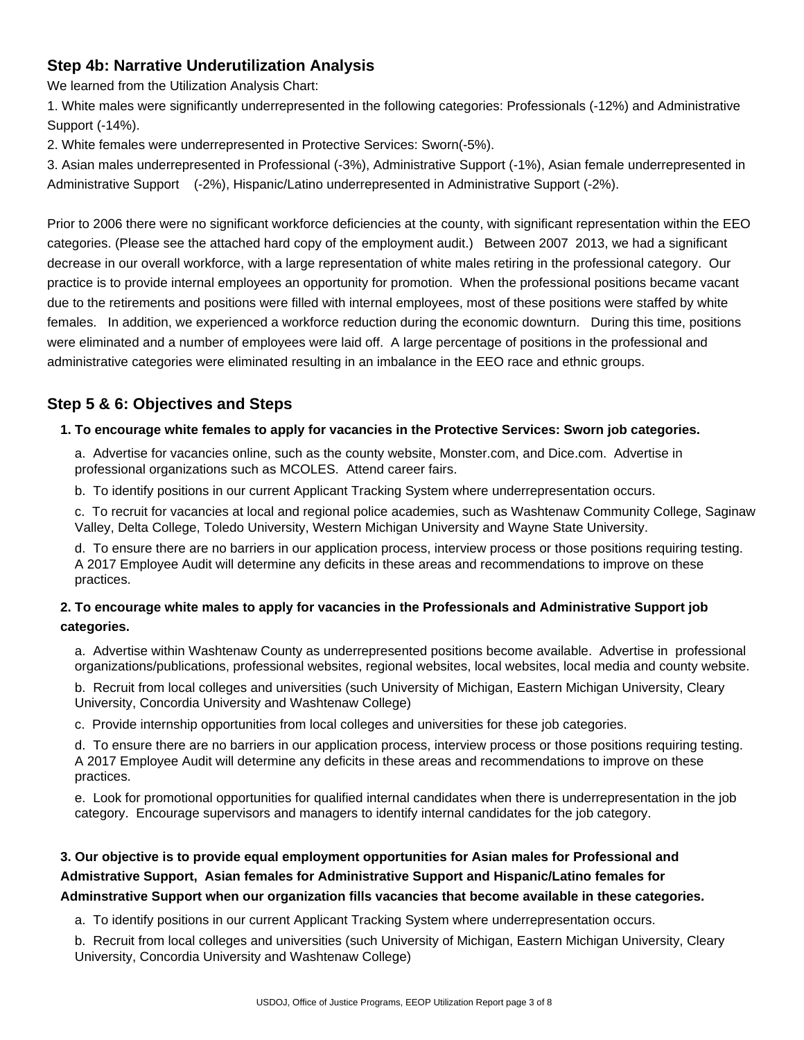## Step 4b: Narrative Underutilization Analysis

We learned from the Utilization Analysis Chart:

1. White males were significantly underrepresented in the following categories: Professionals (-12%) and Administrative Support (-14%).
2. White females were underrepresented in Protective Services: Sworn(-5%).
3. Asian males underrepresented in Professional (-3%), Administrative Support (-1%), Asian female underrepresented in Administrative Support (-2%), Hispanic/Latino underrepresented in Administrative Support (-2%).

Prior to 2006 there were no significant workforce deficiencies at the county, with significant representation within the EEO categories. (Please see the attached hard copy of the employment audit.) Between 2007 2013, we had a significant decrease in our overall workforce, with a large representation of white males retiring in the professional category. Our practice is to provide internal employees an opportunity for promotion. When the professional positions became vacant due to the retirements and positions were filled with internal employees, most of these positions were staffed by white females. In addition, we experienced a workforce reduction during the economic downturn. During this time, positions were eliminated and a number of employees were laid off. A large percentage of positions in the professional and administrative categories were eliminated resulting in an imbalance in the EEO race and ethnic groups.

## Step 5 & 6: Objectives and Steps

**1. To encourage white females to apply for vacancies in the Protective Services: Sworn job categories.**

a. Advertise for vacancies online, such as the county website, Monster.com, and Dice.com. Advertise in professional organizations such as MCOLES. Attend career fairs.

b. To identify positions in our current Applicant Tracking System where underrepresentation occurs.

c. To recruit for vacancies at local and regional police academies, such as Washtenaw Community College, Saginaw Valley, Delta College, Toledo University, Western Michigan University and Wayne State University.

d. To ensure there are no barriers in our application process, interview process or those positions requiring testing. A 2017 Employee Audit will determine any deficits in these areas and recommendations to improve on these practices.

**2. To encourage white males to apply for vacancies in the Professionals and Administrative Support job categories.**

a. Advertise within Washtenaw County as underrepresented positions become available. Advertise in professional organizations/publications, professional websites, regional websites, local websites, local media and county website.

b. Recruit from local colleges and universities (such University of Michigan, Eastern Michigan University, Cleary University, Concordia University and Washtenaw College)

c. Provide internship opportunities from local colleges and universities for these job categories.

d. To ensure there are no barriers in our application process, interview process or those positions requiring testing. A 2017 Employee Audit will determine any deficits in these areas and recommendations to improve on these practices.

e. Look for promotional opportunities for qualified internal candidates when there is underrepresentation in the job category. Encourage supervisors and managers to identify internal candidates for the job category.

**3. Our objective is to provide equal employment opportunities for Asian males for Professional and Admistrative Support, Asian females for Administrative Support and Hispanic/Latino females for Adminstrative Support when our organization fills vacancies that become available in these categories.**

a. To identify positions in our current Applicant Tracking System where underrepresentation occurs.

b. Recruit from local colleges and universities (such University of Michigan, Eastern Michigan University, Cleary University, Concordia University and Washtenaw College)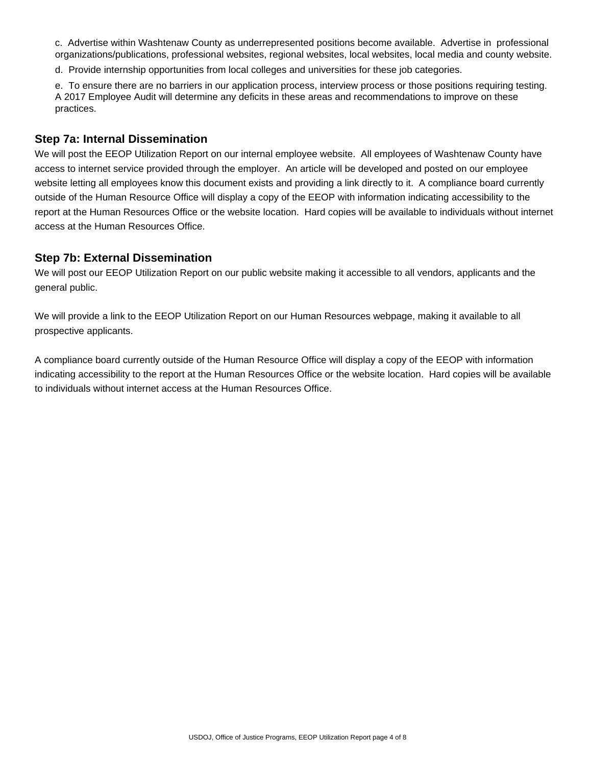c. Advertise within Washtenaw County as underrepresented positions become available. Advertise in professional organizations/publications, professional websites, regional websites, local websites, local media and county website.

d. Provide internship opportunities from local colleges and universities for these job categories.

e. To ensure there are no barriers in our application process, interview process or those positions requiring testing. A 2017 Employee Audit will determine any deficits in these areas and recommendations to improve on these practices.

## Step 7a: Internal Dissemination

We will post the EEOP Utilization Report on our internal employee website. All employees of Washtenaw County have access to internet service provided through the employer. An article will be developed and posted on our employee website letting all employees know this document exists and providing a link directly to it. A compliance board currently outside of the Human Resource Office will display a copy of the EEOP with information indicating accessibility to the report at the Human Resources Office or the website location. Hard copies will be available to individuals without internet access at the Human Resources Office.

## Step 7b: External Dissemination

We will post our EEOP Utilization Report on our public website making it accessible to all vendors, applicants and the general public.

We will provide a link to the EEOP Utilization Report on our Human Resources webpage, making it available to all prospective applicants.

A compliance board currently outside of the Human Resource Office will display a copy of the EEOP with information indicating accessibility to the report at the Human Resources Office or the website location. Hard copies will be available to individuals without internet access at the Human Resources Office.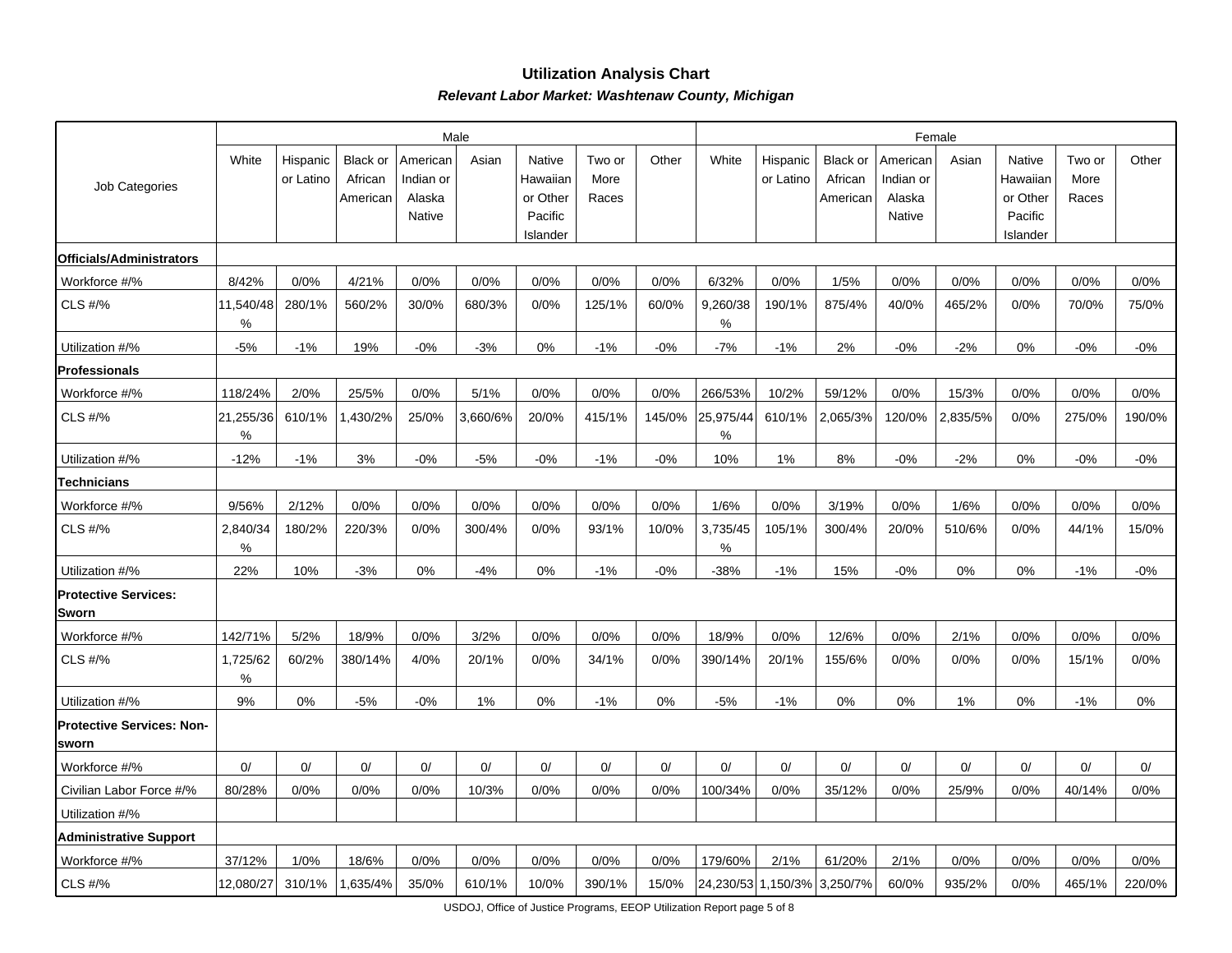## Utilization Analysis Chart

***Relevant Labor Market: Washtenaw County, Michigan***

| Job Categories | Male | | | | | | | | Female | | | | | | | |
|---|---|---|---|---|---|---|---|---|---|---|---|---|---|---|---|---|
| | White | Hispanic or Latino | Black or African American | American Indian or Alaska Native | Asian | Native Hawaiian or Other Pacific Islander | Two or More Races | Other | White | Hispanic or Latino | Black or African American | American Indian or Alaska Native | Asian | Native Hawaiian or Other Pacific Islander | Two or More Races | Other |
| **Officials/Administrators** | | | | | | | | | | | | | | | | |
| Workforce #/% | 8/42% | 0/0% | 4/21% | 0/0% | 0/0% | 0/0% | 0/0% | 0/0% | 6/32% | 0/0% | 1/5% | 0/0% | 0/0% | 0/0% | 0/0% | 0/0% |
| CLS #/% | 11,540/48% | 280/1% | 560/2% | 30/0% | 680/3% | 0/0% | 125/1% | 60/0% | 9,260/38% | 190/1% | 875/4% | 40/0% | 465/2% | 0/0% | 70/0% | 75/0% |
| Utilization #/% | -5% | -1% | 19% | -0% | -3% | 0% | -1% | -0% | -7% | -1% | 2% | -0% | -2% | 0% | -0% | -0% |
| **Professionals** | | | | | | | | | | | | | | | | |
| Workforce #/% | 118/24% | 2/0% | 25/5% | 0/0% | 5/1% | 0/0% | 0/0% | 0/0% | 266/53% | 10/2% | 59/12% | 0/0% | 15/3% | 0/0% | 0/0% | 0/0% |
| CLS #/% | 21,255/36% | 610/1% | 1,430/2% | 25/0% | 3,660/6% | 20/0% | 415/1% | 145/0% | 25,975/44% | 610/1% | 2,065/3% | 120/0% | 2,835/5% | 0/0% | 275/0% | 190/0% |
| Utilization #/% | -12% | -1% | 3% | -0% | -5% | -0% | -1% | -0% | 10% | 1% | 8% | -0% | -2% | 0% | -0% | -0% |
| **Technicians** | | | | | | | | | | | | | | | | |
| Workforce #/% | 9/56% | 2/12% | 0/0% | 0/0% | 0/0% | 0/0% | 0/0% | 0/0% | 1/6% | 0/0% | 3/19% | 0/0% | 1/6% | 0/0% | 0/0% | 0/0% |
| CLS #/% | 2,840/34% | 180/2% | 220/3% | 0/0% | 300/4% | 0/0% | 93/1% | 10/0% | 3,735/45% | 105/1% | 300/4% | 20/0% | 510/6% | 0/0% | 44/1% | 15/0% |
| Utilization #/% | 22% | 10% | -3% | 0% | -4% | 0% | -1% | -0% | -38% | -1% | 15% | -0% | 0% | 0% | -1% | -0% |
| **Protective Services: Sworn** | | | | | | | | | | | | | | | | |
| Workforce #/% | 142/71% | 5/2% | 18/9% | 0/0% | 3/2% | 0/0% | 0/0% | 0/0% | 18/9% | 0/0% | 12/6% | 0/0% | 2/1% | 0/0% | 0/0% | 0/0% |
| CLS #/% | 1,725/62% | 60/2% | 380/14% | 4/0% | 20/1% | 0/0% | 34/1% | 0/0% | 390/14% | 20/1% | 155/6% | 0/0% | 0/0% | 0/0% | 15/1% | 0/0% |
| Utilization #/% | 9% | 0% | -5% | -0% | 1% | 0% | -1% | 0% | -5% | -1% | 0% | 0% | 1% | 0% | -1% | 0% |
| **Protective Services: Non-sworn** | | | | | | | | | | | | | | | | |
| Workforce #/% | 0/ | 0/ | 0/ | 0/ | 0/ | 0/ | 0/ | 0/ | 0/ | 0/ | 0/ | 0/ | 0/ | 0/ | 0/ | 0/ |
| Civilian Labor Force #/% | 80/28% | 0/0% | 0/0% | 0/0% | 10/3% | 0/0% | 0/0% | 0/0% | 100/34% | 0/0% | 35/12% | 0/0% | 25/9% | 0/0% | 40/14% | 0/0% |
| Utilization #/% | | | | | | | | | | | | | | | | |
| **Administrative Support** | | | | | | | | | | | | | | | | |
| Workforce #/% | 37/12% | 1/0% | 18/6% | 0/0% | 0/0% | 0/0% | 0/0% | 0/0% | 179/60% | 2/1% | 61/20% | 2/1% | 0/0% | 0/0% | 0/0% | 0/0% |
| CLS #/% | 12,080/27 | 310/1% | 1,635/4% | 35/0% | 610/1% | 10/0% | 390/1% | 15/0% | 24,230/53 | 1,150/3% | 3,250/7% | 60/0% | 935/2% | 0/0% | 465/1% | 220/0% |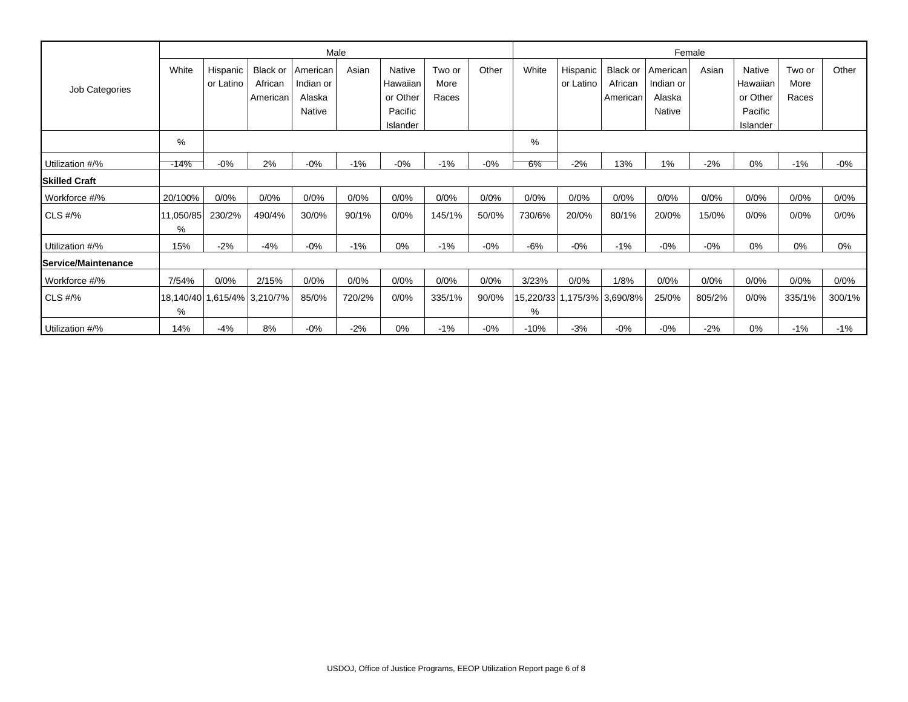| Job Categories | Male | | | | | | | | Female | | | | | | | |
|---|---|---|---|---|---|---|---|---|---|---|---|---|---|---|---|---|
| | White | Hispanic or Latino | Black or African American | American Indian or Alaska Native | Asian | Native Hawaiian or Other Pacific Islander | Two or More Races | Other | White | Hispanic or Latino | Black or African American | American Indian or Alaska Native | Asian | Native Hawaiian or Other Pacific Islander | Two or More Races | Other |
| | % | | | | | | | | % | | | | | | | |
| Utilization #/% | -14% | -0% | 2% | -0% | -1% | -0% | -1% | -0% | 6% | -2% | 13% | 1% | -2% | 0% | -1% | -0% |
| **Skilled Craft** | | | | | | | | | | | | | | | | |
| Workforce #/% | 20/100% | 0/0% | 0/0% | 0/0% | 0/0% | 0/0% | 0/0% | 0/0% | 0/0% | 0/0% | 0/0% | 0/0% | 0/0% | 0/0% | 0/0% | 0/0% |
| CLS #/% | 11,050/85% | 230/2% | 490/4% | 30/0% | 90/1% | 0/0% | 145/1% | 50/0% | 730/6% | 20/0% | 80/1% | 20/0% | 15/0% | 0/0% | 0/0% | 0/0% |
| Utilization #/% | 15% | -2% | -4% | -0% | -1% | 0% | -1% | -0% | -6% | -0% | -1% | -0% | -0% | 0% | 0% | 0% |
| **Service/Maintenance** | | | | | | | | | | | | | | | | |
| Workforce #/% | 7/54% | 0/0% | 2/15% | 0/0% | 0/0% | 0/0% | 0/0% | 0/0% | 3/23% | 0/0% | 1/8% | 0/0% | 0/0% | 0/0% | 0/0% | 0/0% |
| CLS #/% | 18,140/40% | 1,615/4% | 3,210/7% | 85/0% | 720/2% | 0/0% | 335/1% | 90/0% | 15,220/33% | 1,175/3% | 3,690/8% | 25/0% | 805/2% | 0/0% | 335/1% | 300/1% |
| Utilization #/% | 14% | -4% | 8% | -0% | -2% | 0% | -1% | -0% | -10% | -3% | -0% | -0% | -2% | 0% | -1% | -1% |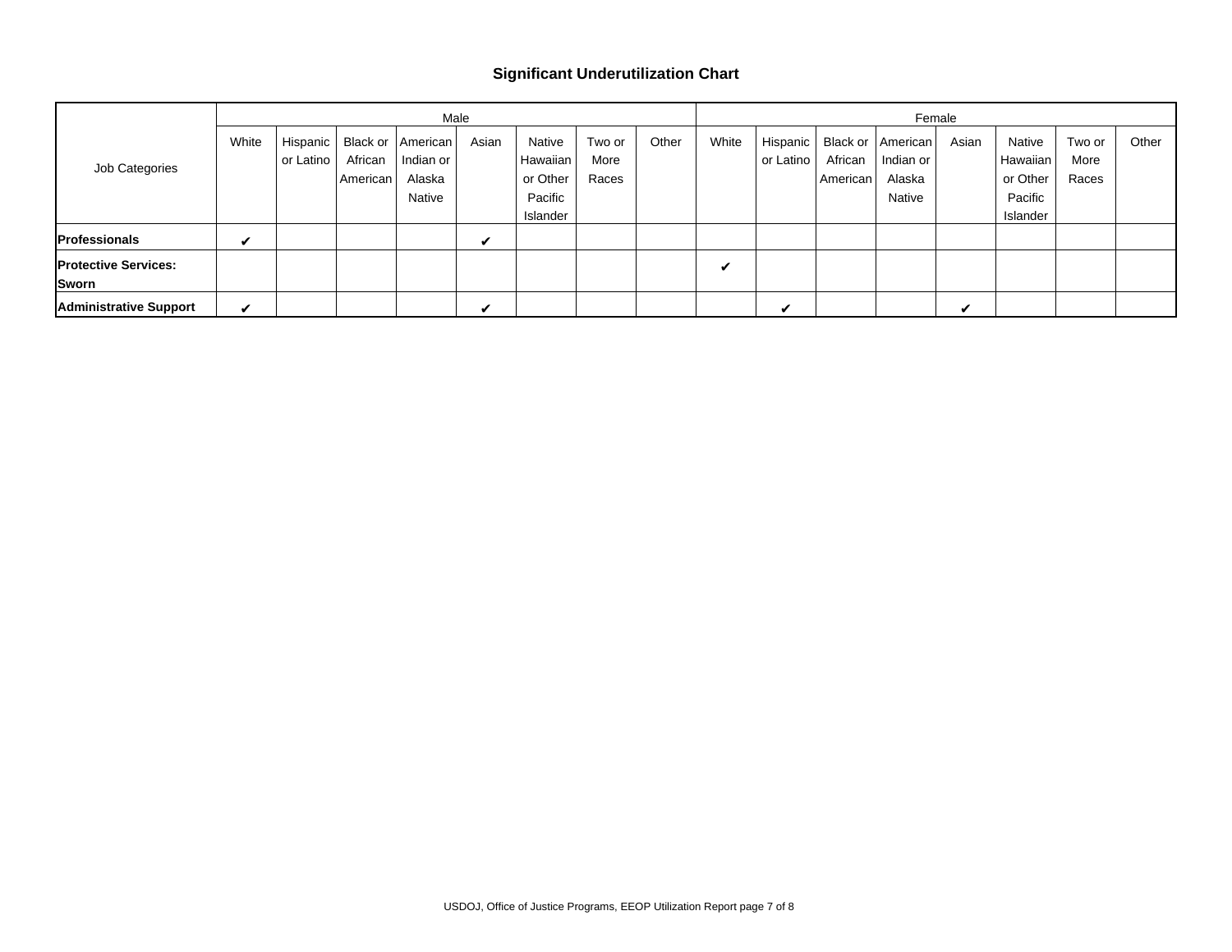# Significant Underutilization Chart

| Job Categories | Male | | | | | | | | Female | | | | | | | |
|---|---|---|---|---|---|---|---|---|---|---|---|---|---|---|---|---|
| | White | Hispanic or Latino | Black or African American | American Indian or Alaska Native | Asian | Native Hawaiian or Other Pacific Islander | Two or More Races | Other | White | Hispanic or Latino | Black or African American | American Indian or Alaska Native | Asian | Native Hawaiian or Other Pacific Islander | Two or More Races | Other |
| **Professionals** | ✔ | | | | ✔ | | | | | | | | | | | |
| **Protective Services: Sworn** | | | | | | | | | ✔ | | | | | | | |
| **Administrative Support** | ✔ | | | | ✔ | | | | | ✔ | | | ✔ | | | |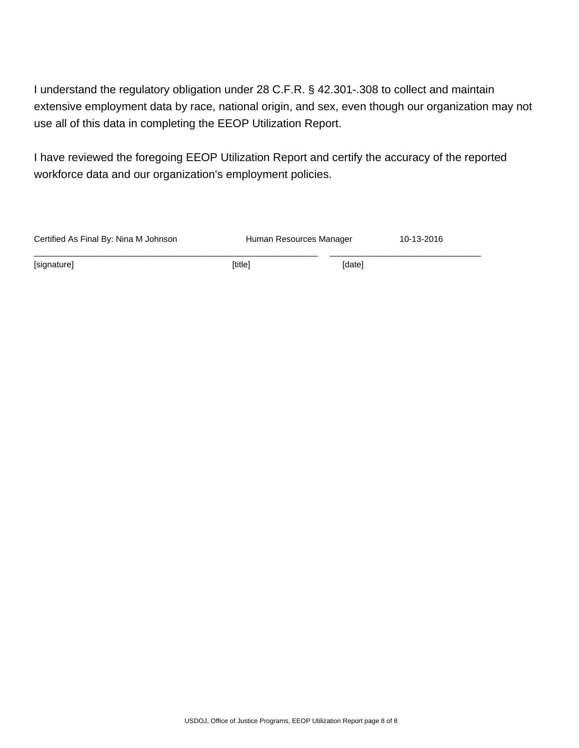I understand the regulatory obligation under 28 C.F.R. § 42.301-.308 to collect and maintain extensive employment data by race, national origin, and sex, even though our organization may not use all of this data in completing the EEOP Utilization Report.

I have reviewed the foregoing EEOP Utilization Report and certify the accuracy of the reported workforce data and our organization's employment policies.

Certified As Final By: Nina M Johnson Human Resources Manager 10-13-2016

_______________________________________________________________ _________________________________

[signature] [title] [date]